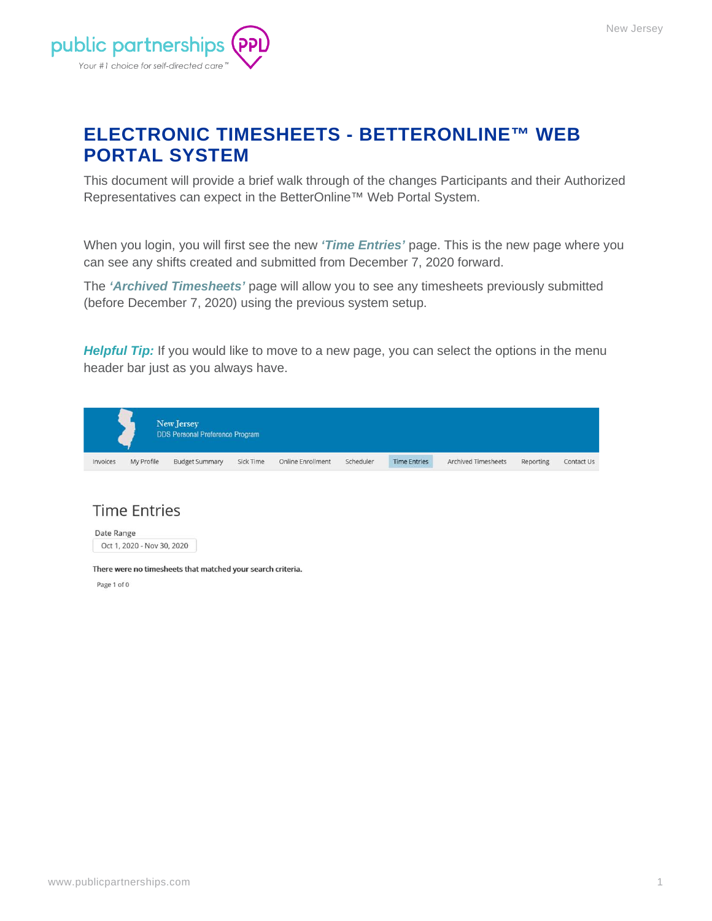# ELECTRONIC TIMESHEETS - BETTERONLINE™ WEB PORTAL SYSTEM

This document will provide a brief walk through of the changes Participants and their Authorized Representatives can expect in the BetterOnline™ Web Portal System.

When you login, you will first see the new ***'Time Entries'*** page. This is the new page where you can see any shifts created and submitted from December 7, 2020 forward.

The ***'Archived Timesheets'*** page will allow you to see any timesheets previously submitted (before December 7, 2020) using the previous system setup.

***Helpful Tip:*** If you would like to move to a new page, you can select the options in the menu header bar just as you always have.

New Jersey
DDS Personal Preference Program

Invoices | My Profile | Budget Summary | Sick Time | Online Enrollment | Scheduler | Time Entries | Archived Timesheets | Reporting | Contact Us

Time Entries

Date Range
Oct 1, 2020 - Nov 30, 2020

There were no timesheets that matched your search criteria.

Page 1 of 0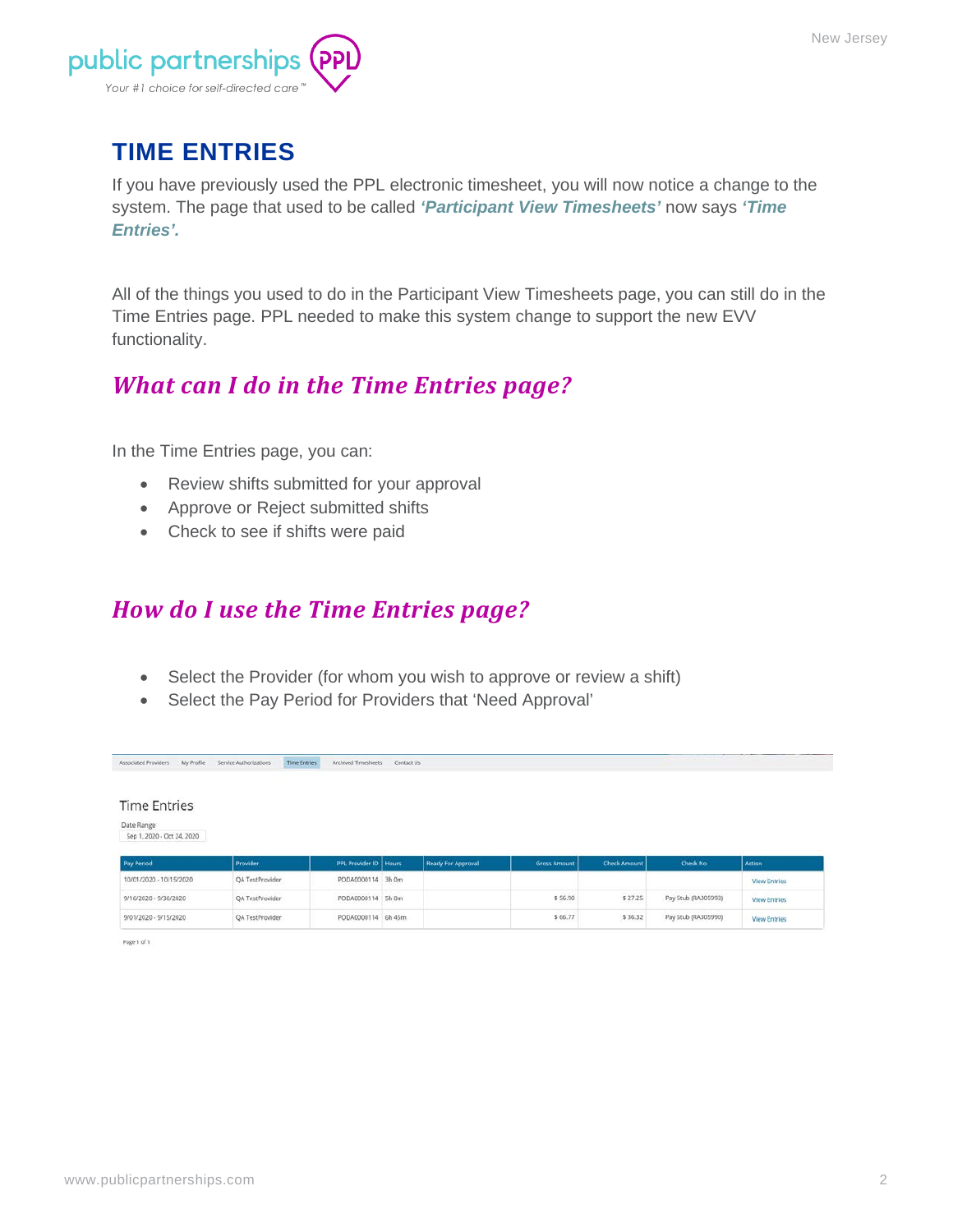# TIME ENTRIES

If you have previously used the PPL electronic timesheet, you will now notice a change to the system. The page that used to be called ***'Participant View Timesheets'*** now says ***'Time Entries'.***

All of the things you used to do in the Participant View Timesheets page, you can still do in the Time Entries page. PPL needed to make this system change to support the new EVV functionality.

## *What can I do in the Time Entries page?*

In the Time Entries page, you can:

- Review shifts submitted for your approval
- Approve or Reject submitted shifts
- Check to see if shifts were paid

## *How do I use the Time Entries page?*

- Select the Provider (for whom you wish to approve or review a shift)
- Select the Pay Period for Providers that 'Need Approval'

Associated Providers | My Profile | Service Authorizations | Time Entries | Archived Timesheets | Contact Us

Time Entries

Date Range
Sep 1, 2020 - Oct 24, 2020

| Pay Period | Provider | PPL Provider ID | Hours | Ready For Approval | Gross Amount | Check Amount | Check No | Action |
|---|---|---|---|---|---|---|---|---|
| 10/01/2020 - 10/15/2020 | QA TestProvider | PDDA0000114 | 3h 0m | | | | | View Entries |
| 9/16/2020 - 9/30/2020 | QA TestProvider | PDDA0000114 | 5h 0m | | $ 56.50 | $ 27.25 | Pay Stub (RA305993) | View Entries |
| 9/01/2020 - 9/15/2020 | QA TestProvider | PDDA0000114 | 6h 45m | | $ 66.77 | $ 36.32 | Pay Stub (RA305990) | View Entries |

Page 1 of 1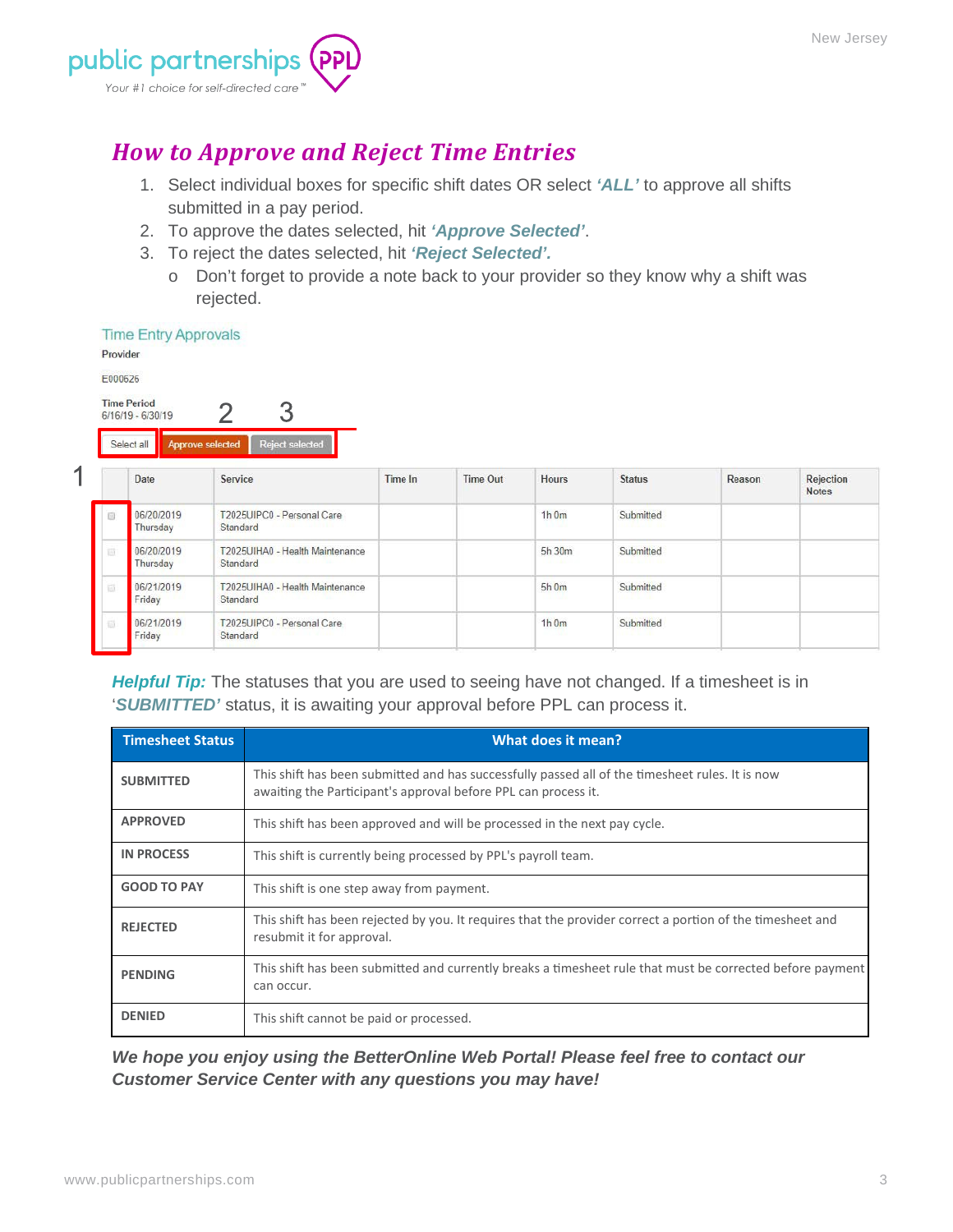## *How to Approve and Reject Time Entries*

1. Select individual boxes for specific shift dates OR select ***'ALL'*** to approve all shifts submitted in a pay period.
2. To approve the dates selected, hit ***'Approve Selected'***.
3. To reject the dates selected, hit ***'Reject Selected'.***
   - o Don't forget to provide a note back to your provider so they know why a shift was rejected.

Time Entry Approvals

Provider

E000626

Time Period
6/16/19 - 6/30/19

2 3

Select all | Approve selected | Reject selected

1

| | Date | Service | Time In | Time Out | Hours | Status | Reason | Rejection Notes |
|---|---|---|---|---|---|---|---|---|
| ☐ | 06/20/2019 Thursday | T2025UIPC0 - Personal Care Standard | | | 1h 0m | Submitted | | |
| ☐ | 06/20/2019 Thursday | T2025UIHA0 - Health Maintenance Standard | | | 5h 30m | Submitted | | |
| ☐ | 06/21/2019 Friday | T2025UIHA0 - Health Maintenance Standard | | | 5h 0m | Submitted | | |
| ☐ | 06/21/2019 Friday | T2025UIPC0 - Personal Care Standard | | | 1h 0m | Submitted | | |

***Helpful Tip:*** The statuses that you are used to seeing have not changed. If a timesheet is in '***SUBMITTED'*** status, it is awaiting your approval before PPL can process it.

| Timesheet Status | What does it mean? |
|---|---|
| **SUBMITTED** | This shift has been submitted and has successfully passed all of the timesheet rules. It is now awaiting the Participant's approval before PPL can process it. |
| **APPROVED** | This shift has been approved and will be processed in the next pay cycle. |
| **IN PROCESS** | This shift is currently being processed by PPL's payroll team. |
| **GOOD TO PAY** | This shift is one step away from payment. |
| **REJECTED** | This shift has been rejected by you. It requires that the provider correct a portion of the timesheet and resubmit it for approval. |
| **PENDING** | This shift has been submitted and currently breaks a timesheet rule that must be corrected before payment can occur. |
| **DENIED** | This shift cannot be paid or processed. |

***We hope you enjoy using the BetterOnline Web Portal! Please feel free to contact our Customer Service Center with any questions you may have!***